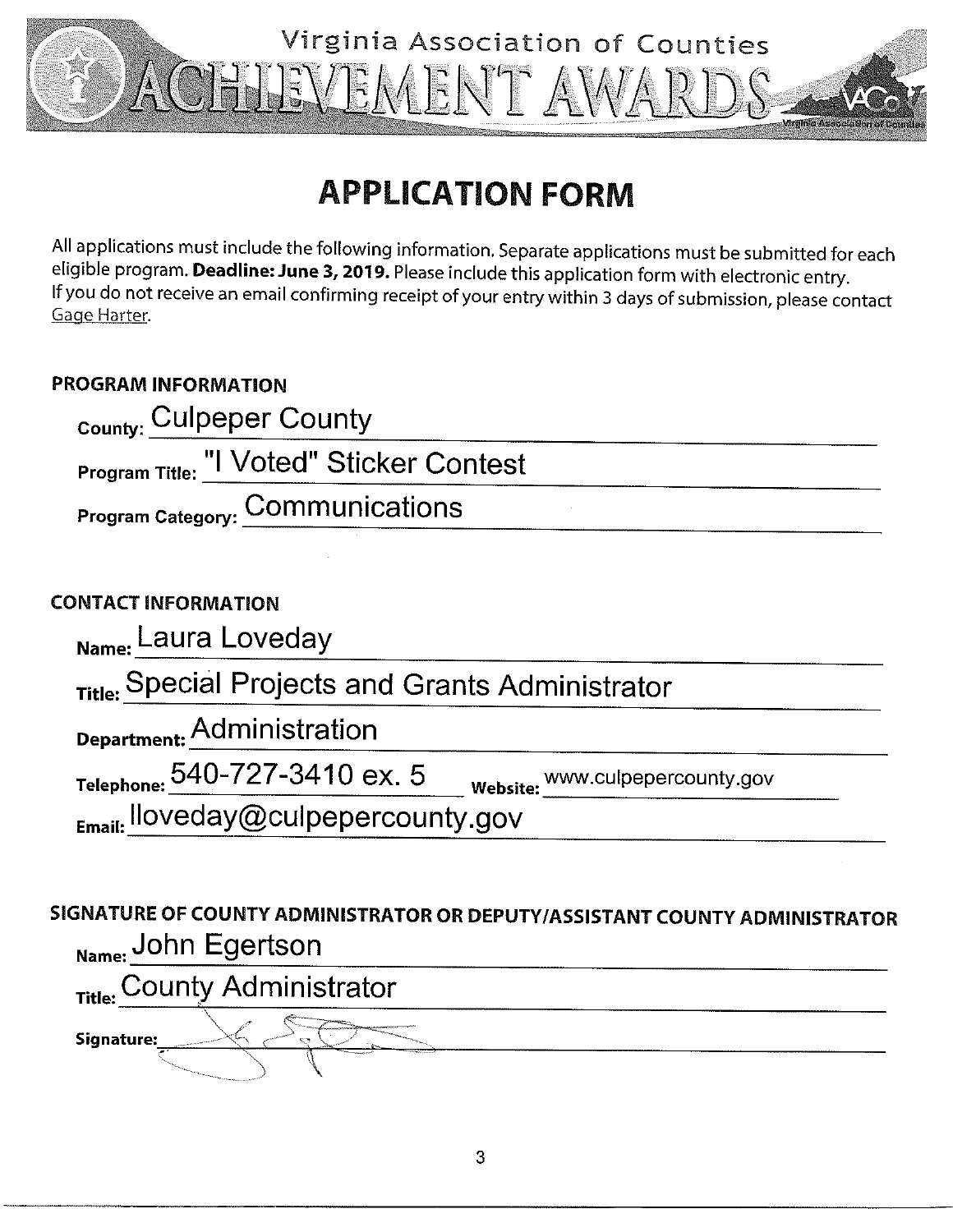# Virginia Association of Counties ACHIEVEMENT AWARDS

## APPLICATION FORM

All applications must include the following information. Separate applications must be submitted for each eligible program. **Deadline: June 3, 2019.** Please include this application form with electronic entry. If you do not receive an email confirming receipt of your entry within 3 days of submission, please contact Gage Harter.

### PROGRAM INFORMATION

**County:** Culpeper County

**Program Title:** "I Voted" Sticker Contest

**Program Category:** Communications

### CONTACT INFORMATION

**Name:** Laura Loveday

**Title:** Special Projects and Grants Administrator

**Department:** Administration

**Telephone:** 540-727-3410 ex. 5 **Website:** www.culpepercounty.gov

**Email:** lloveday@culpepercounty.gov

### SIGNATURE OF COUNTY ADMINISTRATOR OR DEPUTY/ASSISTANT COUNTY ADMINISTRATOR

**Name:** John Egertson

**Title:** County Administrator

**Signature:** [signature]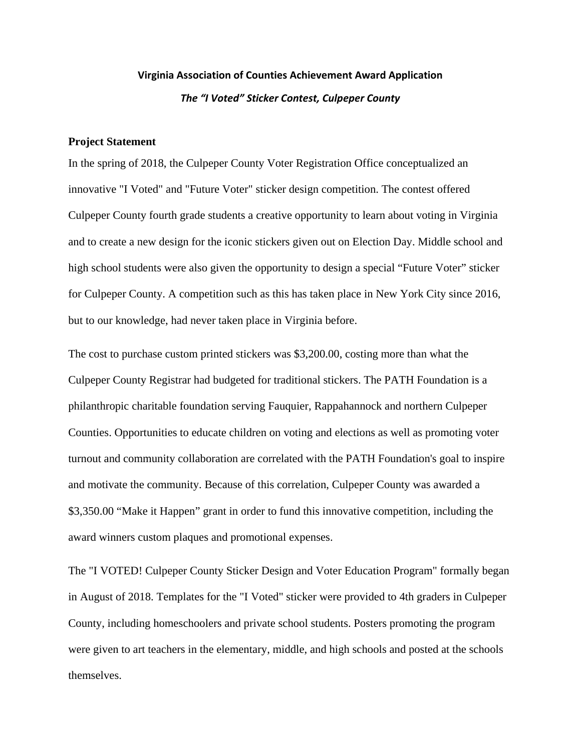**Virginia Association of Counties Achievement Award Application**

***The "I Voted" Sticker Contest, Culpeper County***

**Project Statement**

In the spring of 2018, the Culpeper County Voter Registration Office conceptualized an innovative "I Voted" and "Future Voter" sticker design competition. The contest offered Culpeper County fourth grade students a creative opportunity to learn about voting in Virginia and to create a new design for the iconic stickers given out on Election Day. Middle school and high school students were also given the opportunity to design a special "Future Voter" sticker for Culpeper County. A competition such as this has taken place in New York City since 2016, but to our knowledge, had never taken place in Virginia before.

The cost to purchase custom printed stickers was $3,200.00, costing more than what the Culpeper County Registrar had budgeted for traditional stickers. The PATH Foundation is a philanthropic charitable foundation serving Fauquier, Rappahannock and northern Culpeper Counties. Opportunities to educate children on voting and elections as well as promoting voter turnout and community collaboration are correlated with the PATH Foundation's goal to inspire and motivate the community. Because of this correlation, Culpeper County was awarded a $3,350.00 "Make it Happen" grant in order to fund this innovative competition, including the award winners custom plaques and promotional expenses.

The "I VOTED! Culpeper County Sticker Design and Voter Education Program" formally began in August of 2018. Templates for the "I Voted" sticker were provided to 4th graders in Culpeper County, including homeschoolers and private school students. Posters promoting the program were given to art teachers in the elementary, middle, and high schools and posted at the schools themselves.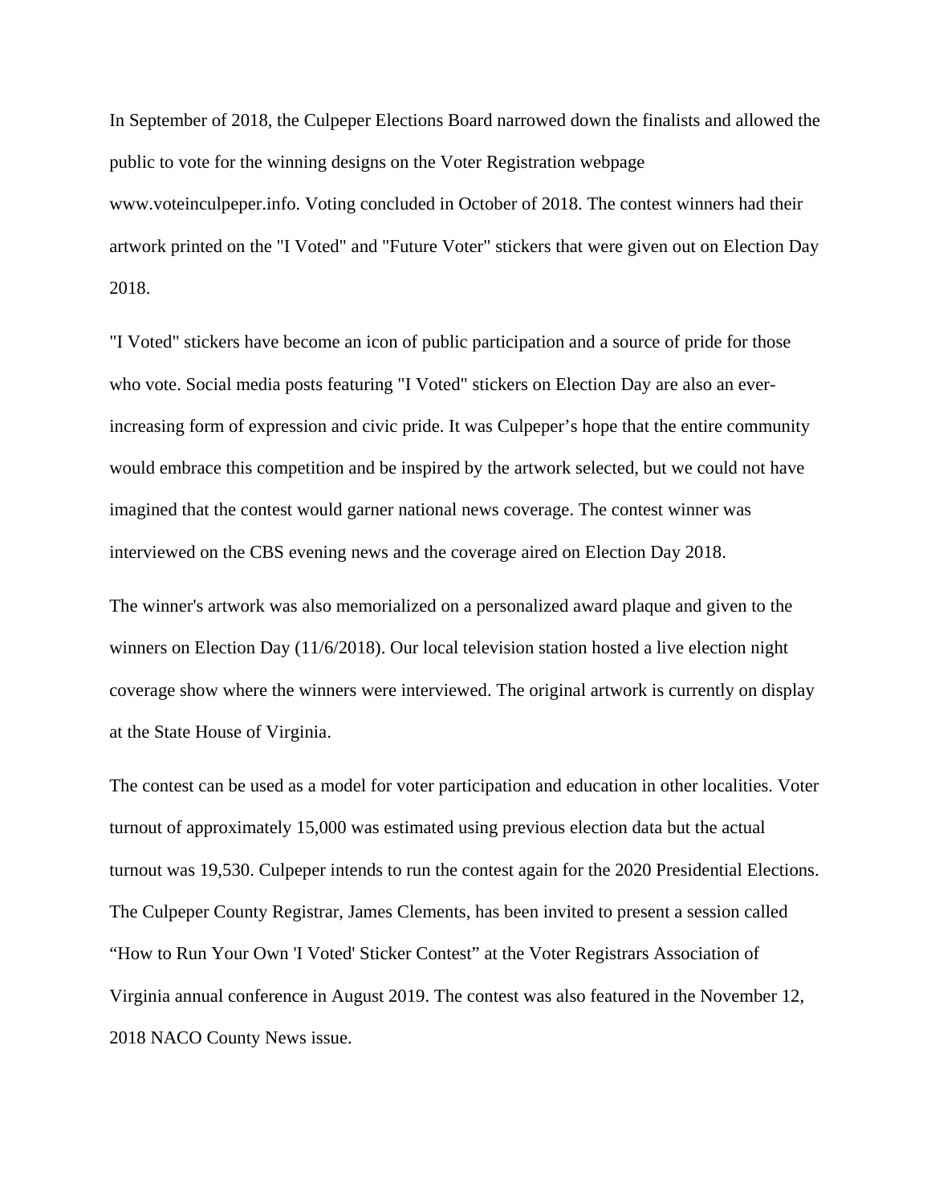In September of 2018, the Culpeper Elections Board narrowed down the finalists and allowed the public to vote for the winning designs on the Voter Registration webpage www.voteinculpeper.info. Voting concluded in October of 2018. The contest winners had their artwork printed on the "I Voted" and "Future Voter" stickers that were given out on Election Day 2018.

"I Voted" stickers have become an icon of public participation and a source of pride for those who vote. Social media posts featuring "I Voted" stickers on Election Day are also an ever-increasing form of expression and civic pride. It was Culpeper's hope that the entire community would embrace this competition and be inspired by the artwork selected, but we could not have imagined that the contest would garner national news coverage. The contest winner was interviewed on the CBS evening news and the coverage aired on Election Day 2018.

The winner's artwork was also memorialized on a personalized award plaque and given to the winners on Election Day (11/6/2018). Our local television station hosted a live election night coverage show where the winners were interviewed. The original artwork is currently on display at the State House of Virginia.

The contest can be used as a model for voter participation and education in other localities. Voter turnout of approximately 15,000 was estimated using previous election data but the actual turnout was 19,530. Culpeper intends to run the contest again for the 2020 Presidential Elections. The Culpeper County Registrar, James Clements, has been invited to present a session called "How to Run Your Own 'I Voted' Sticker Contest" at the Voter Registrars Association of Virginia annual conference in August 2019. The contest was also featured in the November 12, 2018 NACO County News issue.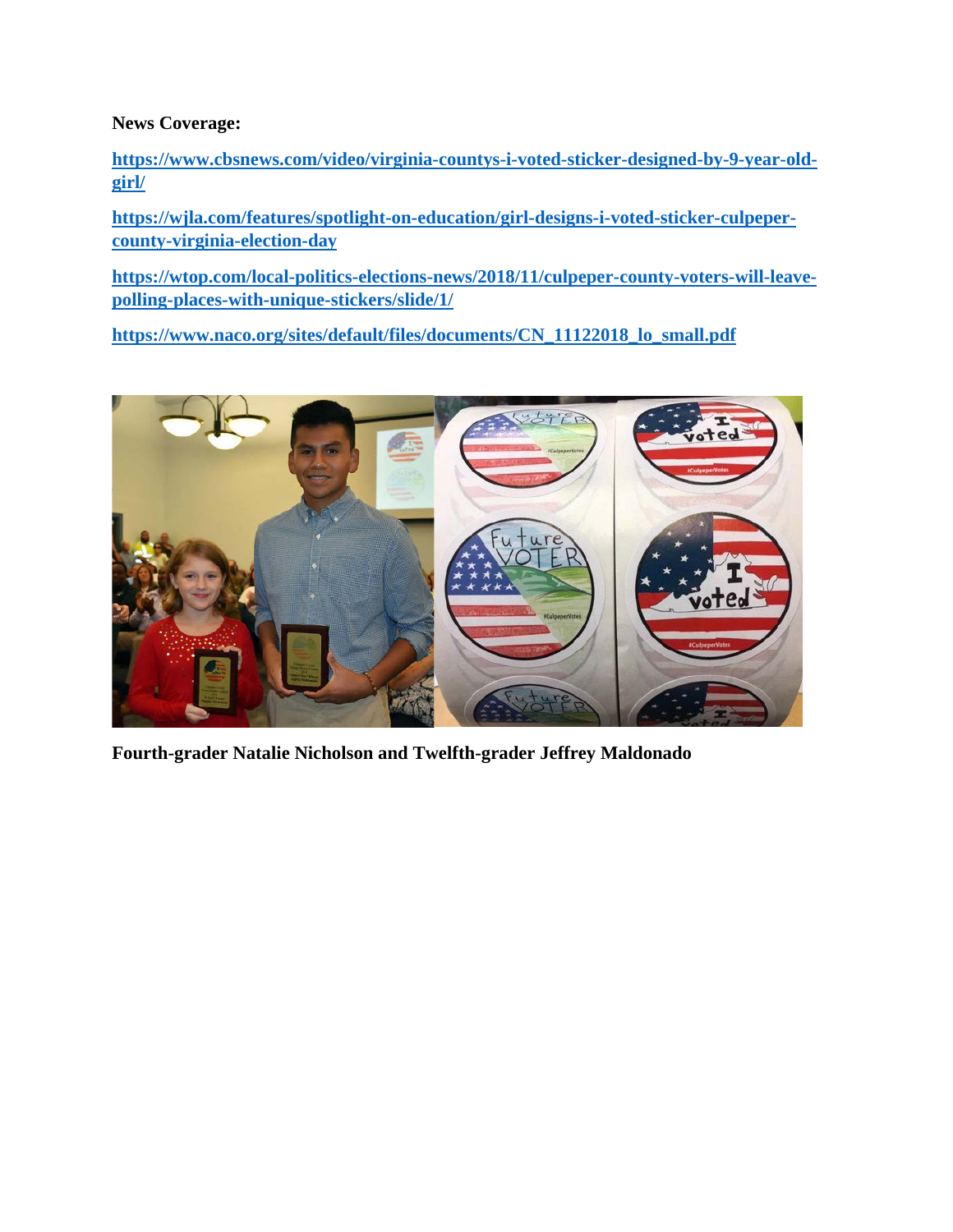**News Coverage:**

**https://www.cbsnews.com/video/virginia-countys-i-voted-sticker-designed-by-9-year-old-girl/**

**https://wjla.com/features/spotlight-on-education/girl-designs-i-voted-sticker-culpeper-county-virginia-election-day**

**https://wtop.com/local-politics-elections-news/2018/11/culpeper-county-voters-will-leave-polling-places-with-unique-stickers/slide/1/**

**https://www.naco.org/sites/default/files/documents/CN_11122018_lo_small.pdf**

**Fourth-grader Natalie Nicholson and Twelfth-grader Jeffrey Maldonado**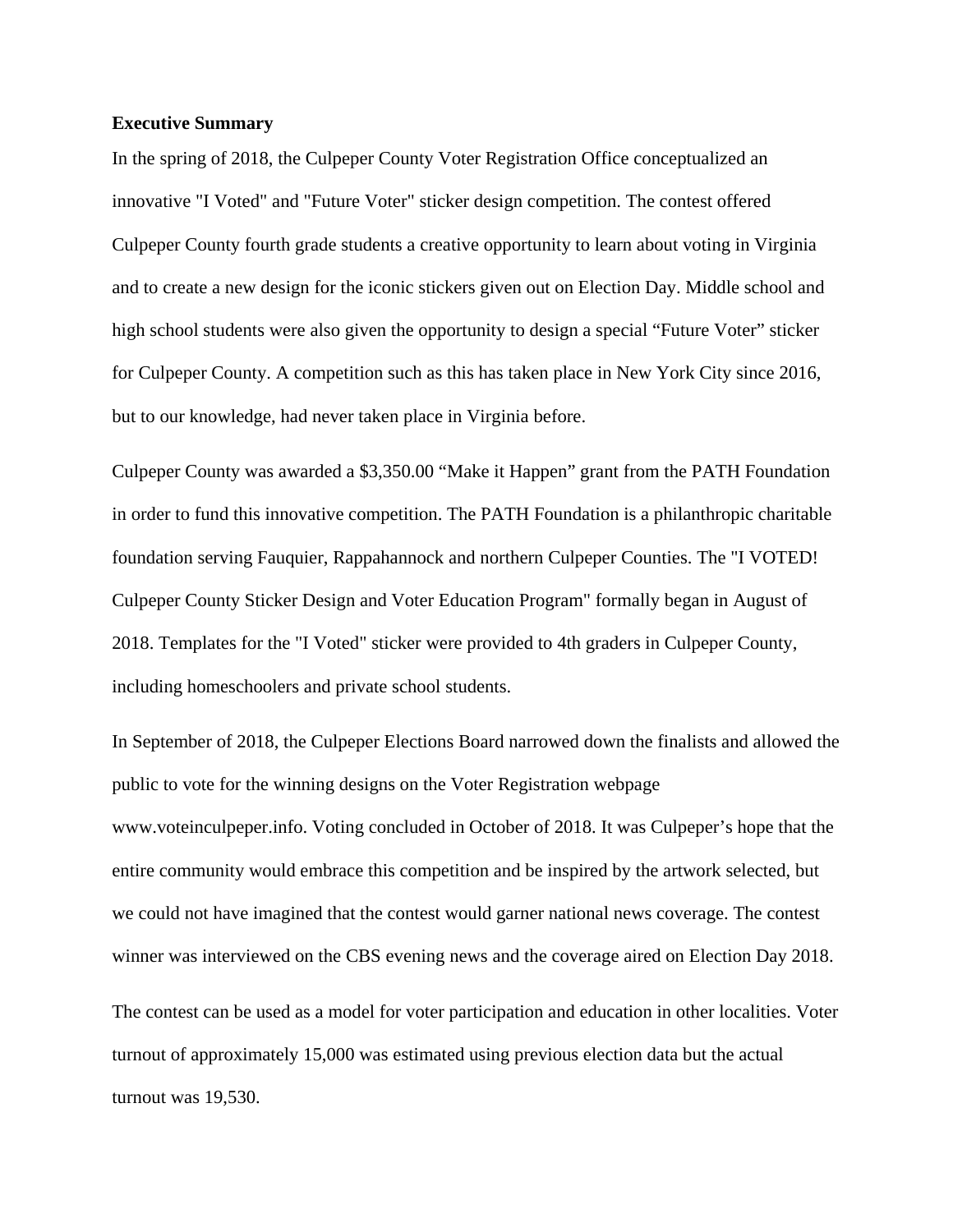**Executive Summary**

In the spring of 2018, the Culpeper County Voter Registration Office conceptualized an innovative "I Voted" and "Future Voter" sticker design competition. The contest offered Culpeper County fourth grade students a creative opportunity to learn about voting in Virginia and to create a new design for the iconic stickers given out on Election Day. Middle school and high school students were also given the opportunity to design a special “Future Voter” sticker for Culpeper County. A competition such as this has taken place in New York City since 2016, but to our knowledge, had never taken place in Virginia before.

Culpeper County was awarded a $3,350.00 “Make it Happen” grant from the PATH Foundation in order to fund this innovative competition. The PATH Foundation is a philanthropic charitable foundation serving Fauquier, Rappahannock and northern Culpeper Counties. The "I VOTED! Culpeper County Sticker Design and Voter Education Program" formally began in August of 2018. Templates for the "I Voted" sticker were provided to 4th graders in Culpeper County, including homeschoolers and private school students.

In September of 2018, the Culpeper Elections Board narrowed down the finalists and allowed the public to vote for the winning designs on the Voter Registration webpage www.voteinculpeper.info. Voting concluded in October of 2018. It was Culpeper’s hope that the entire community would embrace this competition and be inspired by the artwork selected, but we could not have imagined that the contest would garner national news coverage. The contest winner was interviewed on the CBS evening news and the coverage aired on Election Day 2018.

The contest can be used as a model for voter participation and education in other localities. Voter turnout of approximately 15,000 was estimated using previous election data but the actual turnout was 19,530.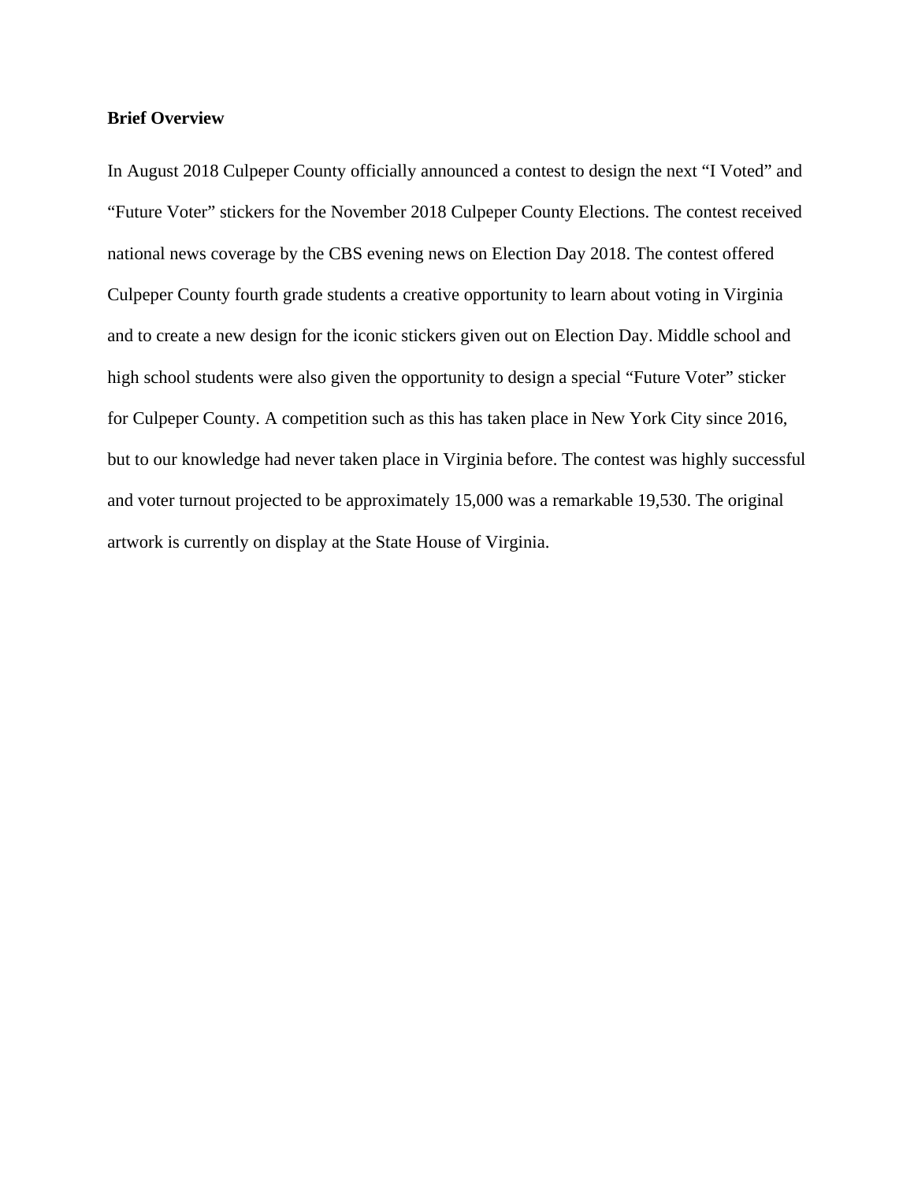**Brief Overview**

In August 2018 Culpeper County officially announced a contest to design the next "I Voted" and "Future Voter" stickers for the November 2018 Culpeper County Elections. The contest received national news coverage by the CBS evening news on Election Day 2018. The contest offered Culpeper County fourth grade students a creative opportunity to learn about voting in Virginia and to create a new design for the iconic stickers given out on Election Day. Middle school and high school students were also given the opportunity to design a special "Future Voter" sticker for Culpeper County. A competition such as this has taken place in New York City since 2016, but to our knowledge had never taken place in Virginia before. The contest was highly successful and voter turnout projected to be approximately 15,000 was a remarkable 19,530. The original artwork is currently on display at the State House of Virginia.